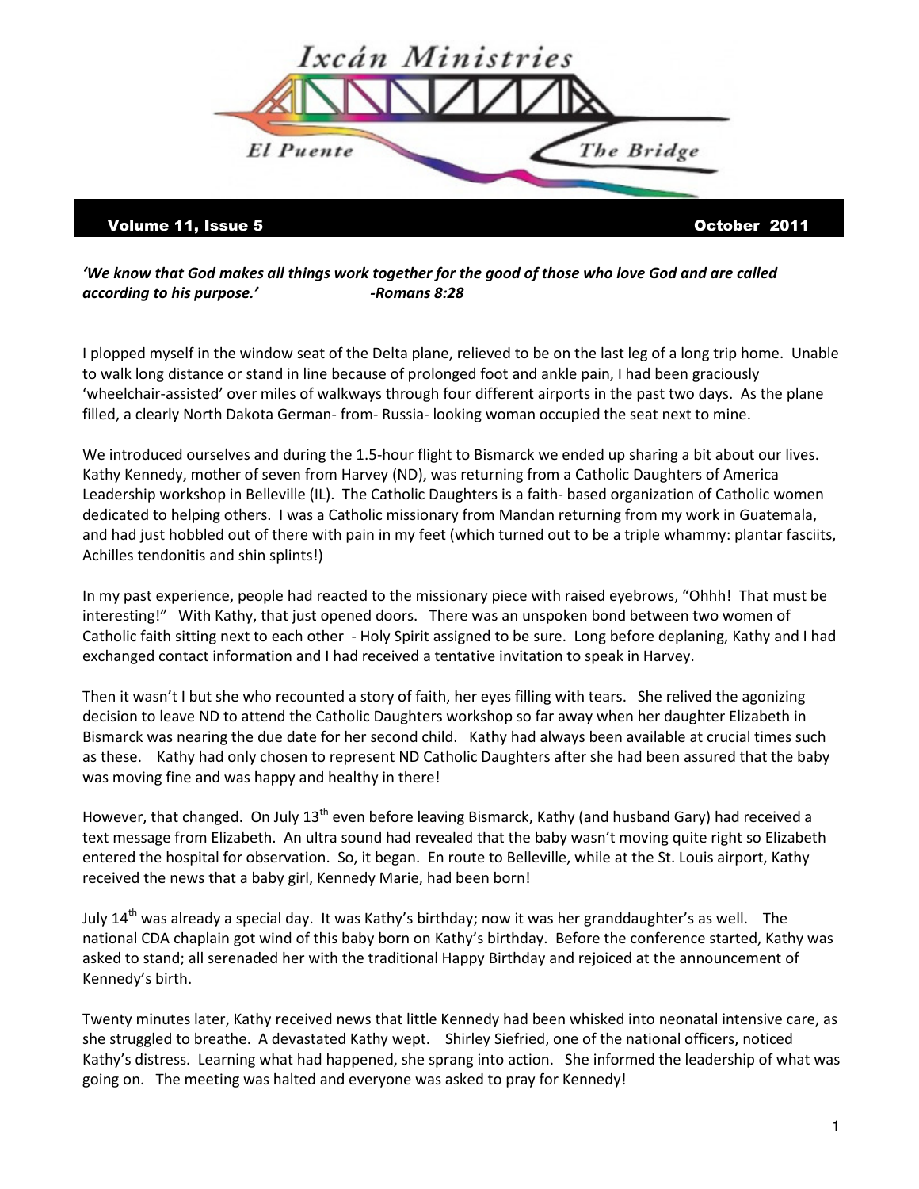# Ixcán Ministries

El Puente — The Bridge

**Volume 11, Issue 5** **October 2011**

***'We know that God makes all things work together for the good of those who love God and are called according to his purpose.' -Romans 8:28***

I plopped myself in the window seat of the Delta plane, relieved to be on the last leg of a long trip home. Unable to walk long distance or stand in line because of prolonged foot and ankle pain, I had been graciously 'wheelchair-assisted' over miles of walkways through four different airports in the past two days. As the plane filled, a clearly North Dakota German- from- Russia- looking woman occupied the seat next to mine.

We introduced ourselves and during the 1.5-hour flight to Bismarck we ended up sharing a bit about our lives. Kathy Kennedy, mother of seven from Harvey (ND), was returning from a Catholic Daughters of America Leadership workshop in Belleville (IL). The Catholic Daughters is a faith- based organization of Catholic women dedicated to helping others. I was a Catholic missionary from Mandan returning from my work in Guatemala, and had just hobbled out of there with pain in my feet (which turned out to be a triple whammy: plantar fasciits, Achilles tendonitis and shin splints!)

In my past experience, people had reacted to the missionary piece with raised eyebrows, "Ohhh! That must be interesting!" With Kathy, that just opened doors. There was an unspoken bond between two women of Catholic faith sitting next to each other - Holy Spirit assigned to be sure. Long before deplaning, Kathy and I had exchanged contact information and I had received a tentative invitation to speak in Harvey.

Then it wasn't I but she who recounted a story of faith, her eyes filling with tears. She relived the agonizing decision to leave ND to attend the Catholic Daughters workshop so far away when her daughter Elizabeth in Bismarck was nearing the due date for her second child. Kathy had always been available at crucial times such as these. Kathy had only chosen to represent ND Catholic Daughters after she had been assured that the baby was moving fine and was happy and healthy in there!

However, that changed. On July 13th even before leaving Bismarck, Kathy (and husband Gary) had received a text message from Elizabeth. An ultra sound had revealed that the baby wasn't moving quite right so Elizabeth entered the hospital for observation. So, it began. En route to Belleville, while at the St. Louis airport, Kathy received the news that a baby girl, Kennedy Marie, had been born!

July 14th was already a special day. It was Kathy's birthday; now it was her granddaughter's as well. The national CDA chaplain got wind of this baby born on Kathy's birthday. Before the conference started, Kathy was asked to stand; all serenaded her with the traditional Happy Birthday and rejoiced at the announcement of Kennedy's birth.

Twenty minutes later, Kathy received news that little Kennedy had been whisked into neonatal intensive care, as she struggled to breathe. A devastated Kathy wept. Shirley Siefried, one of the national officers, noticed Kathy's distress. Learning what had happened, she sprang into action. She informed the leadership of what was going on. The meeting was halted and everyone was asked to pray for Kennedy!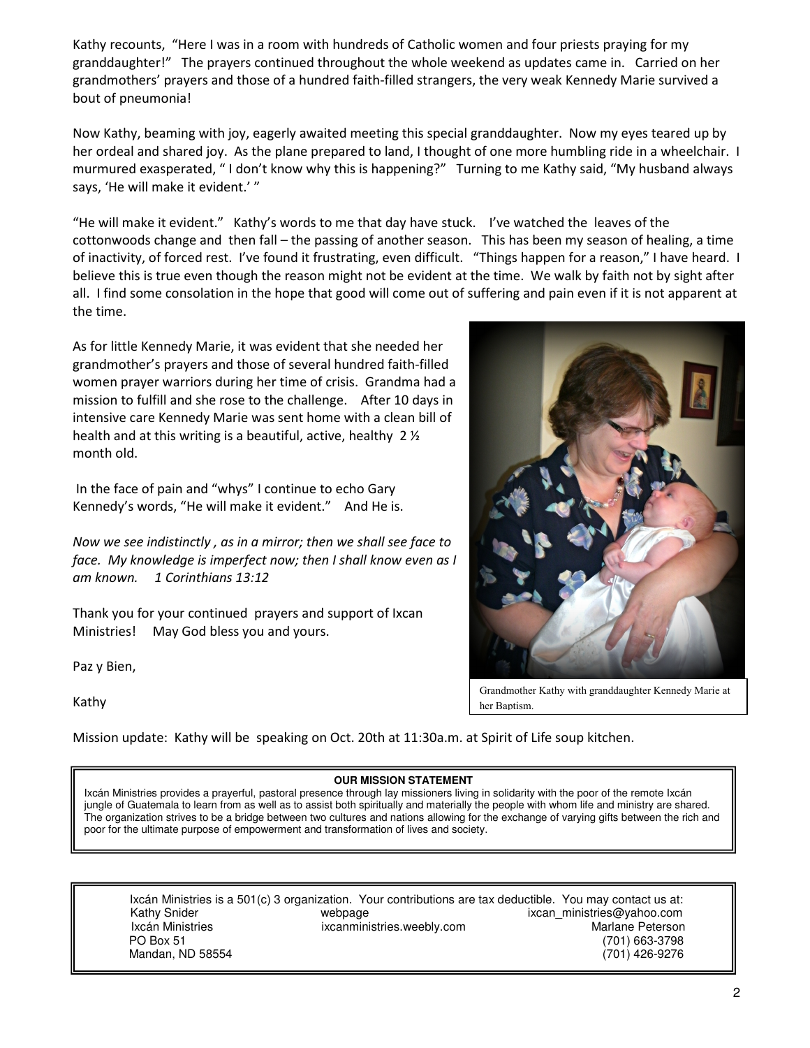Kathy recounts, "Here I was in a room with hundreds of Catholic women and four priests praying for my granddaughter!" The prayers continued throughout the whole weekend as updates came in. Carried on her grandmothers' prayers and those of a hundred faith-filled strangers, the very weak Kennedy Marie survived a bout of pneumonia!

Now Kathy, beaming with joy, eagerly awaited meeting this special granddaughter. Now my eyes teared up by her ordeal and shared joy. As the plane prepared to land, I thought of one more humbling ride in a wheelchair. I murmured exasperated, " I don't know why this is happening?" Turning to me Kathy said, "My husband always says, 'He will make it evident.' "

"He will make it evident." Kathy's words to me that day have stuck. I've watched the leaves of the cottonwoods change and then fall – the passing of another season. This has been my season of healing, a time of inactivity, of forced rest. I've found it frustrating, even difficult. "Things happen for a reason," I have heard. I believe this is true even though the reason might not be evident at the time. We walk by faith not by sight after all. I find some consolation in the hope that good will come out of suffering and pain even if it is not apparent at the time.

As for little Kennedy Marie, it was evident that she needed her grandmother's prayers and those of several hundred faith-filled women prayer warriors during her time of crisis. Grandma had a mission to fulfill and she rose to the challenge. After 10 days in intensive care Kennedy Marie was sent home with a clean bill of health and at this writing is a beautiful, active, healthy 2 ½ month old.

In the face of pain and "whys" I continue to echo Gary Kennedy's words, "He will make it evident." And He is.

*Now we see indistinctly , as in a mirror; then we shall see face to face. My knowledge is imperfect now; then I shall know even as I am known. 1 Corinthians 13:12*

Thank you for your continued prayers and support of Ixcan Ministries! May God bless you and yours.

Paz y Bien,

Kathy

Grandmother Kathy with granddaughter Kennedy Marie at her Baptism.

Mission update: Kathy will be speaking on Oct. 20th at 11:30a.m. at Spirit of Life soup kitchen.

**OUR MISSION STATEMENT**

Ixcán Ministries provides a prayerful, pastoral presence through lay missioners living in solidarity with the poor of the remote Ixcán jungle of Guatemala to learn from as well as to assist both spiritually and materially the people with whom life and ministry are shared. The organization strives to be a bridge between two cultures and nations allowing for the exchange of varying gifts between the rich and poor for the ultimate purpose of empowerment and transformation of lives and society.

Ixcán Ministries is a 501(c) 3 organization. Your contributions are tax deductible. You may contact us at:

Kathy Snider
Ixcán Ministries
PO Box 51
Mandan, ND 58554

webpage
ixcanministries.weebly.com

ixcan_ministries@yahoo.com
Marlane Peterson
(701) 663-3798
(701) 426-9276